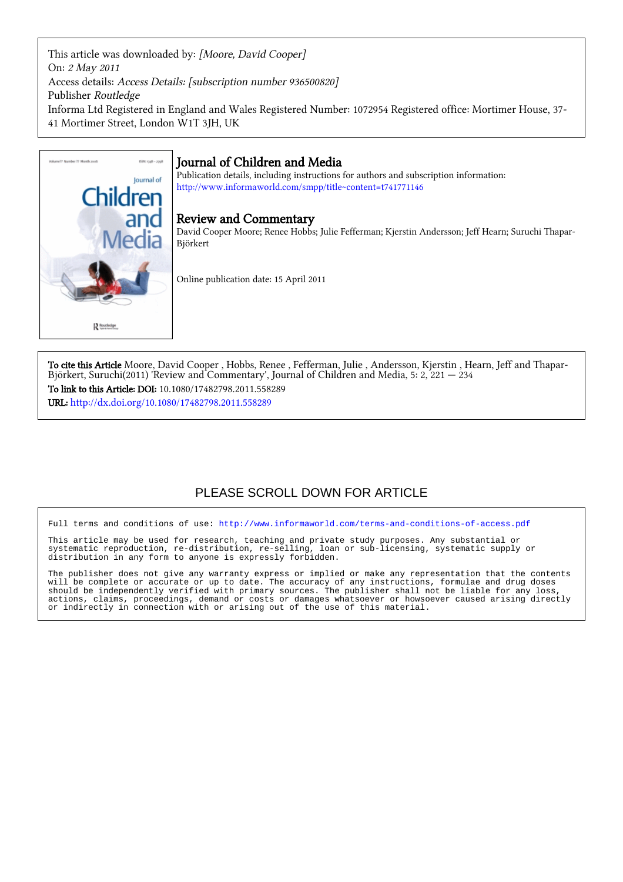This article was downloaded by: *[Moore, David Cooper]*
On: *2 May 2011*
Access details: *Access Details: [subscription number 936500820]*
Publisher *Routledge*
Informa Ltd Registered in England and Wales Registered Number: 1072954 Registered office: Mortimer House, 37-41 Mortimer Street, London W1T 3JH, UK

# Journal of Children and Media

Publication details, including instructions for authors and subscription information:
http://www.informaworld.com/smpp/title~content=t741771146

## Review and Commentary

David Cooper Moore; Renee Hobbs; Julie Fefferman; Kjerstin Andersson; Jeff Hearn; Suruchi Thapar-Björkert

Online publication date: 15 April 2011

**To cite this Article** Moore, David Cooper , Hobbs, Renee , Fefferman, Julie , Andersson, Kjerstin , Hearn, Jeff and Thapar-Björkert, Suruchi(2011) 'Review and Commentary', Journal of Children and Media, 5: 2, 221 — 234

**To link to this Article: DOI:** 10.1080/17482798.2011.558289

**URL:** http://dx.doi.org/10.1080/17482798.2011.558289

PLEASE SCROLL DOWN FOR ARTICLE

Full terms and conditions of use: http://www.informaworld.com/terms-and-conditions-of-access.pdf

This article may be used for research, teaching and private study purposes. Any substantial or systematic reproduction, re-distribution, re-selling, loan or sub-licensing, systematic supply or distribution in any form to anyone is expressly forbidden.

The publisher does not give any warranty express or implied or make any representation that the contents will be complete or accurate or up to date. The accuracy of any instructions, formulae and drug doses should be independently verified with primary sources. The publisher shall not be liable for any loss, actions, claims, proceedings, demand or costs or damages whatsoever or howsoever caused arising directly or indirectly in connection with or arising out of the use of this material.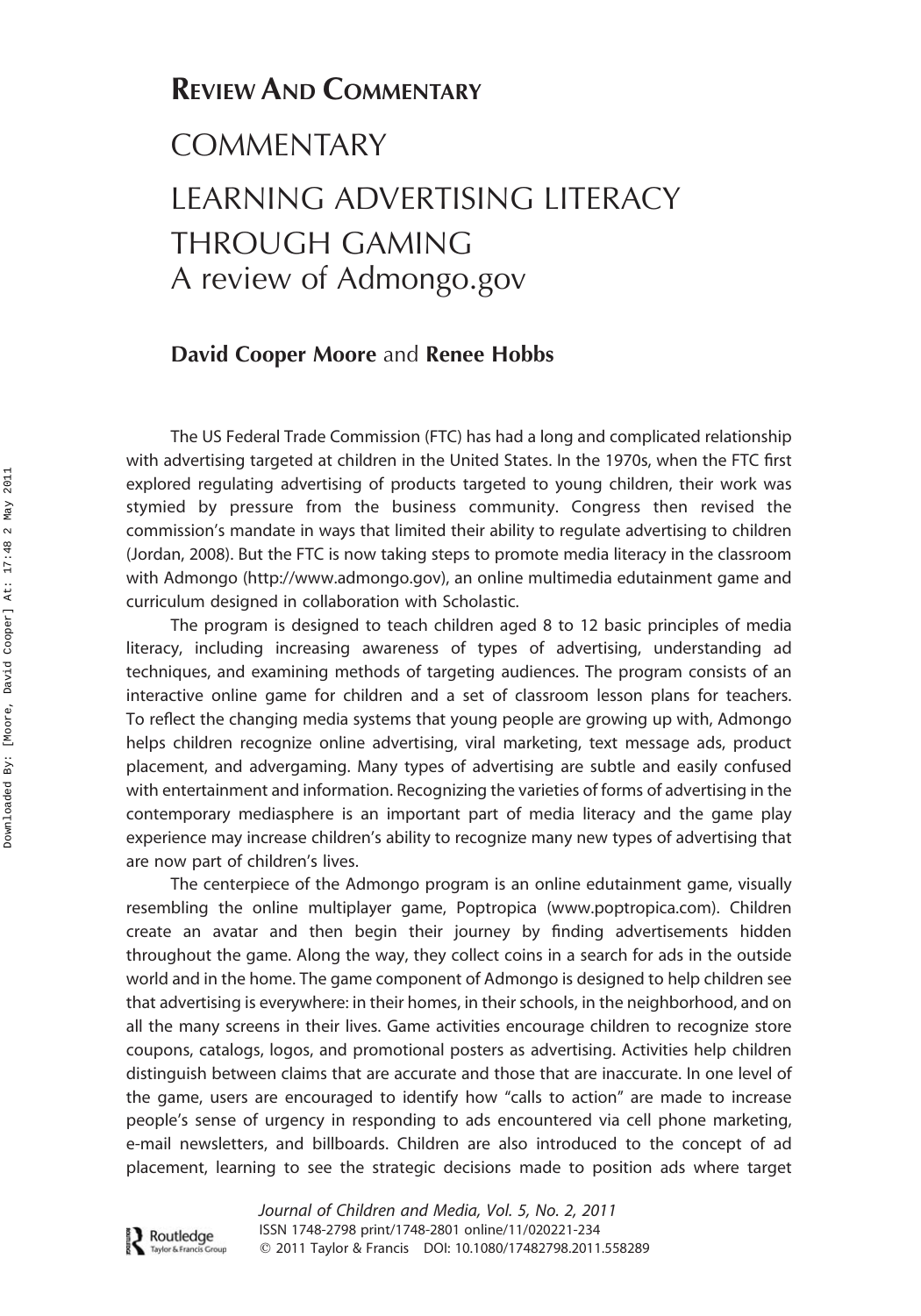# REVIEW AND COMMENTARY

# COMMENTARY

# LEARNING ADVERTISING LITERACY THROUGH GAMING

## A review of Admongo.gov

**David Cooper Moore** and **Renee Hobbs**

The US Federal Trade Commission (FTC) has had a long and complicated relationship with advertising targeted at children in the United States. In the 1970s, when the FTC first explored regulating advertising of products targeted to young children, their work was stymied by pressure from the business community. Congress then revised the commission's mandate in ways that limited their ability to regulate advertising to children (Jordan, 2008). But the FTC is now taking steps to promote media literacy in the classroom with Admongo (http://www.admongo.gov), an online multimedia edutainment game and curriculum designed in collaboration with Scholastic.

The program is designed to teach children aged 8 to 12 basic principles of media literacy, including increasing awareness of types of advertising, understanding ad techniques, and examining methods of targeting audiences. The program consists of an interactive online game for children and a set of classroom lesson plans for teachers. To reflect the changing media systems that young people are growing up with, Admongo helps children recognize online advertising, viral marketing, text message ads, product placement, and advergaming. Many types of advertising are subtle and easily confused with entertainment and information. Recognizing the varieties of forms of advertising in the contemporary mediasphere is an important part of media literacy and the game play experience may increase children's ability to recognize many new types of advertising that are now part of children's lives.

The centerpiece of the Admongo program is an online edutainment game, visually resembling the online multiplayer game, Poptropica (www.poptropica.com). Children create an avatar and then begin their journey by finding advertisements hidden throughout the game. Along the way, they collect coins in a search for ads in the outside world and in the home. The game component of Admongo is designed to help children see that advertising is everywhere: in their homes, in their schools, in the neighborhood, and on all the many screens in their lives. Game activities encourage children to recognize store coupons, catalogs, logos, and promotional posters as advertising. Activities help children distinguish between claims that are accurate and those that are inaccurate. In one level of the game, users are encouraged to identify how "calls to action" are made to increase people's sense of urgency in responding to ads encountered via cell phone marketing, e-mail newsletters, and billboards. Children are also introduced to the concept of ad placement, learning to see the strategic decisions made to position ads where target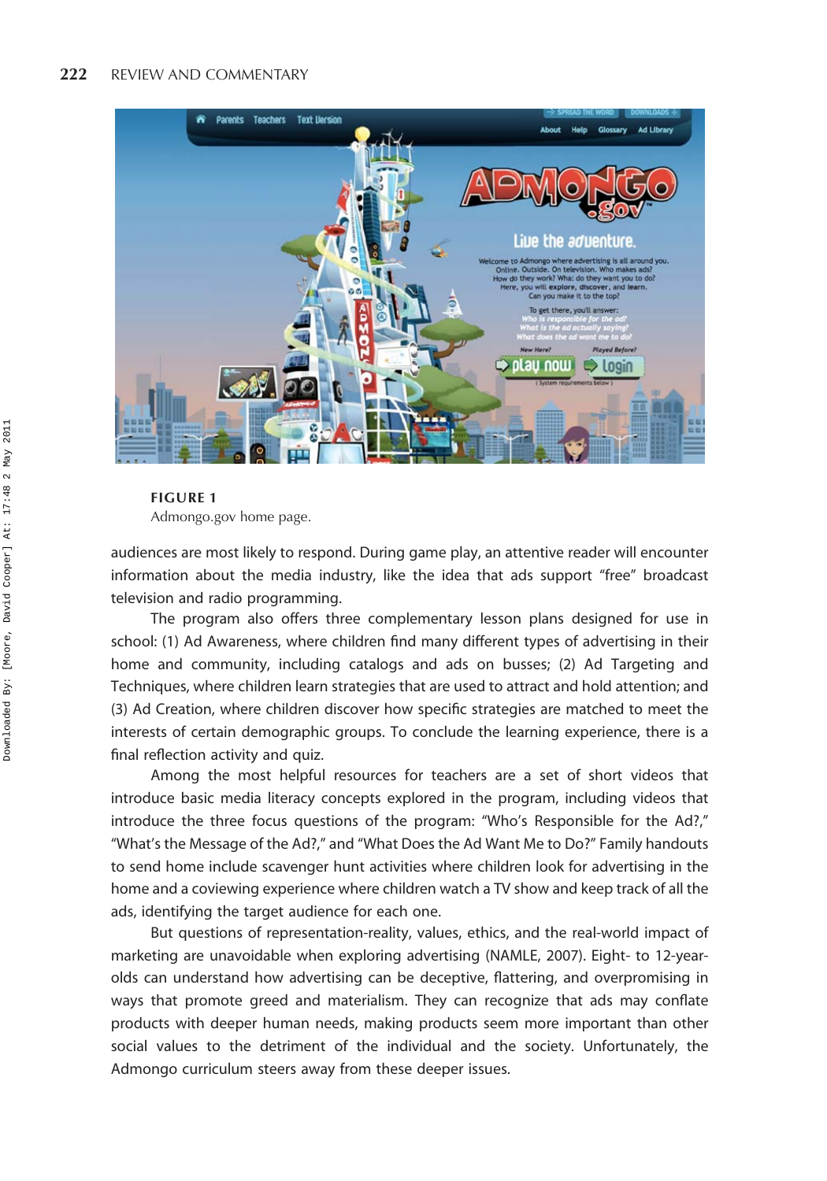**FIGURE 1**
Admongo.gov home page.

audiences are most likely to respond. During game play, an attentive reader will encounter information about the media industry, like the idea that ads support "free" broadcast television and radio programming.

The program also offers three complementary lesson plans designed for use in school: (1) Ad Awareness, where children find many different types of advertising in their home and community, including catalogs and ads on busses; (2) Ad Targeting and Techniques, where children learn strategies that are used to attract and hold attention; and (3) Ad Creation, where children discover how specific strategies are matched to meet the interests of certain demographic groups. To conclude the learning experience, there is a final reflection activity and quiz.

Among the most helpful resources for teachers are a set of short videos that introduce basic media literacy concepts explored in the program, including videos that introduce the three focus questions of the program: "Who's Responsible for the Ad?," "What's the Message of the Ad?," and "What Does the Ad Want Me to Do?" Family handouts to send home include scavenger hunt activities where children look for advertising in the home and a coviewing experience where children watch a TV show and keep track of all the ads, identifying the target audience for each one.

But questions of representation-reality, values, ethics, and the real-world impact of marketing are unavoidable when exploring advertising (NAMLE, 2007). Eight- to 12-year-olds can understand how advertising can be deceptive, flattering, and overpromising in ways that promote greed and materialism. They can recognize that ads may conflate products with deeper human needs, making products seem more important than other social values to the detriment of the individual and the society. Unfortunately, the Admongo curriculum steers away from these deeper issues.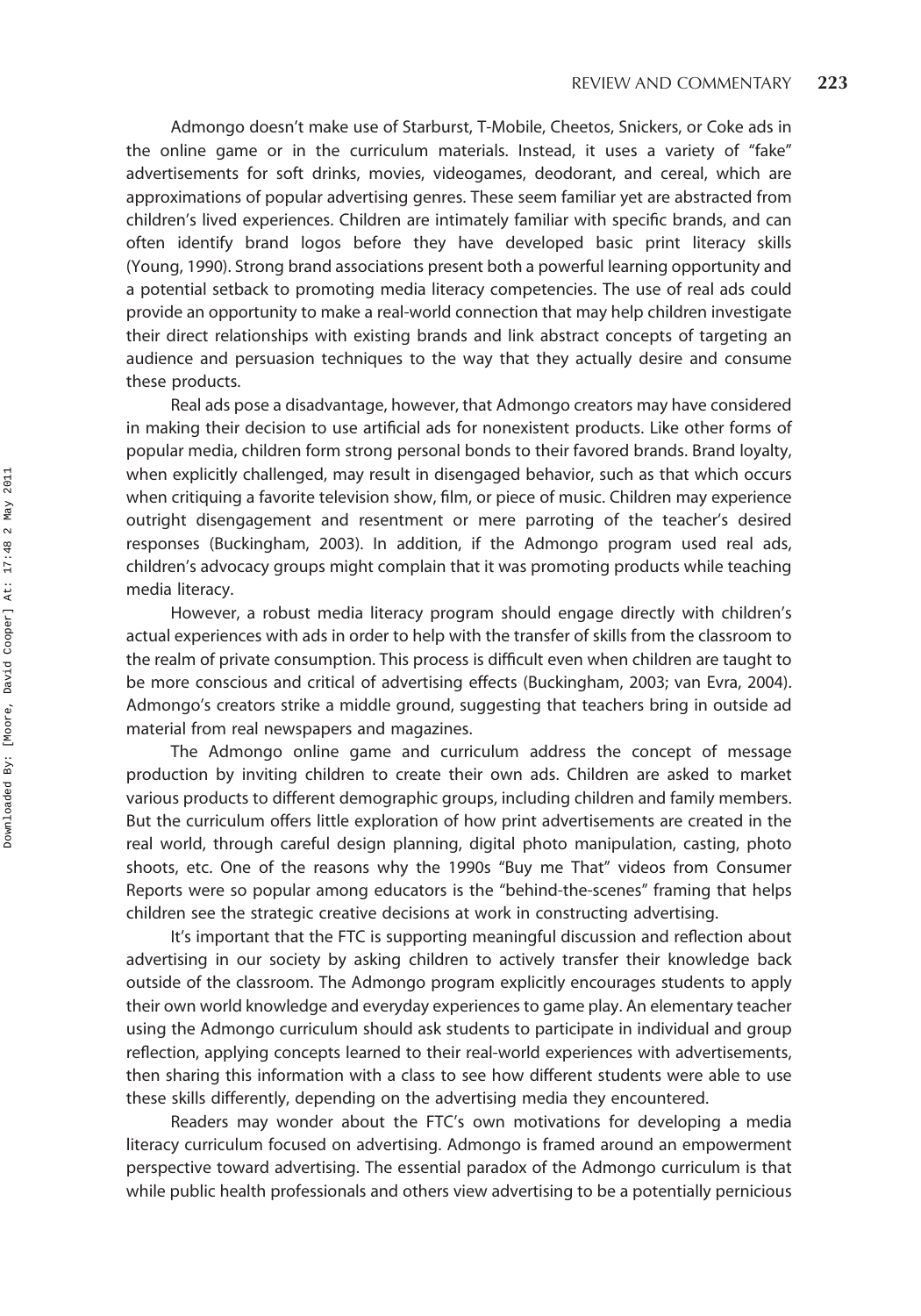Admongo doesn't make use of Starburst, T-Mobile, Cheetos, Snickers, or Coke ads in the online game or in the curriculum materials. Instead, it uses a variety of "fake" advertisements for soft drinks, movies, videogames, deodorant, and cereal, which are approximations of popular advertising genres. These seem familiar yet are abstracted from children's lived experiences. Children are intimately familiar with specific brands, and can often identify brand logos before they have developed basic print literacy skills (Young, 1990). Strong brand associations present both a powerful learning opportunity and a potential setback to promoting media literacy competencies. The use of real ads could provide an opportunity to make a real-world connection that may help children investigate their direct relationships with existing brands and link abstract concepts of targeting an audience and persuasion techniques to the way that they actually desire and consume these products.

Real ads pose a disadvantage, however, that Admongo creators may have considered in making their decision to use artificial ads for nonexistent products. Like other forms of popular media, children form strong personal bonds to their favored brands. Brand loyalty, when explicitly challenged, may result in disengaged behavior, such as that which occurs when critiquing a favorite television show, film, or piece of music. Children may experience outright disengagement and resentment or mere parroting of the teacher's desired responses (Buckingham, 2003). In addition, if the Admongo program used real ads, children's advocacy groups might complain that it was promoting products while teaching media literacy.

However, a robust media literacy program should engage directly with children's actual experiences with ads in order to help with the transfer of skills from the classroom to the realm of private consumption. This process is difficult even when children are taught to be more conscious and critical of advertising effects (Buckingham, 2003; van Evra, 2004). Admongo's creators strike a middle ground, suggesting that teachers bring in outside ad material from real newspapers and magazines.

The Admongo online game and curriculum address the concept of message production by inviting children to create their own ads. Children are asked to market various products to different demographic groups, including children and family members. But the curriculum offers little exploration of how print advertisements are created in the real world, through careful design planning, digital photo manipulation, casting, photo shoots, etc. One of the reasons why the 1990s "Buy me That" videos from Consumer Reports were so popular among educators is the "behind-the-scenes" framing that helps children see the strategic creative decisions at work in constructing advertising.

It's important that the FTC is supporting meaningful discussion and reflection about advertising in our society by asking children to actively transfer their knowledge back outside of the classroom. The Admongo program explicitly encourages students to apply their own world knowledge and everyday experiences to game play. An elementary teacher using the Admongo curriculum should ask students to participate in individual and group reflection, applying concepts learned to their real-world experiences with advertisements, then sharing this information with a class to see how different students were able to use these skills differently, depending on the advertising media they encountered.

Readers may wonder about the FTC's own motivations for developing a media literacy curriculum focused on advertising. Admongo is framed around an empowerment perspective toward advertising. The essential paradox of the Admongo curriculum is that while public health professionals and others view advertising to be a potentially pernicious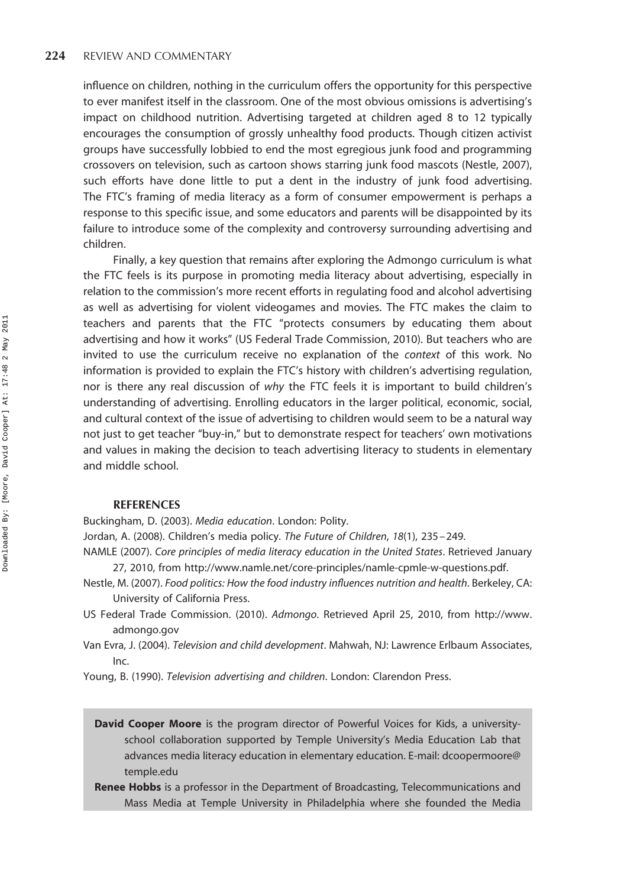influence on children, nothing in the curriculum offers the opportunity for this perspective to ever manifest itself in the classroom. One of the most obvious omissions is advertising's impact on childhood nutrition. Advertising targeted at children aged 8 to 12 typically encourages the consumption of grossly unhealthy food products. Though citizen activist groups have successfully lobbied to end the most egregious junk food and programming crossovers on television, such as cartoon shows starring junk food mascots (Nestle, 2007), such efforts have done little to put a dent in the industry of junk food advertising. The FTC's framing of media literacy as a form of consumer empowerment is perhaps a response to this specific issue, and some educators and parents will be disappointed by its failure to introduce some of the complexity and controversy surrounding advertising and children.

Finally, a key question that remains after exploring the Admongo curriculum is what the FTC feels is its purpose in promoting media literacy about advertising, especially in relation to the commission's more recent efforts in regulating food and alcohol advertising as well as advertising for violent videogames and movies. The FTC makes the claim to teachers and parents that the FTC "protects consumers by educating them about advertising and how it works" (US Federal Trade Commission, 2010). But teachers who are invited to use the curriculum receive no explanation of the *context* of this work. No information is provided to explain the FTC's history with children's advertising regulation, nor is there any real discussion of *why* the FTC feels it is important to build children's understanding of advertising. Enrolling educators in the larger political, economic, social, and cultural context of the issue of advertising to children would seem to be a natural way not just to get teacher "buy-in," but to demonstrate respect for teachers' own motivations and values in making the decision to teach advertising literacy to students in elementary and middle school.

## REFERENCES

Buckingham, D. (2003). *Media education*. London: Polity.

Jordan, A. (2008). Children's media policy. *The Future of Children*, *18*(1), 235–249.

NAMLE (2007). *Core principles of media literacy education in the United States*. Retrieved January 27, 2010, from http://www.namle.net/core-principles/namle-cpmle-w-questions.pdf.

Nestle, M. (2007). *Food politics: How the food industry influences nutrition and health*. Berkeley, CA: University of California Press.

US Federal Trade Commission. (2010). *Admongo*. Retrieved April 25, 2010, from http://www.admongo.gov

Van Evra, J. (2004). *Television and child development*. Mahwah, NJ: Lawrence Erlbaum Associates, Inc.

Young, B. (1990). *Television advertising and children*. London: Clarendon Press.

**David Cooper Moore** is the program director of Powerful Voices for Kids, a university-school collaboration supported by Temple University's Media Education Lab that advances media literacy education in elementary education. E-mail: dcoopermoore@temple.edu

**Renee Hobbs** is a professor in the Department of Broadcasting, Telecommunications and Mass Media at Temple University in Philadelphia where she founded the Media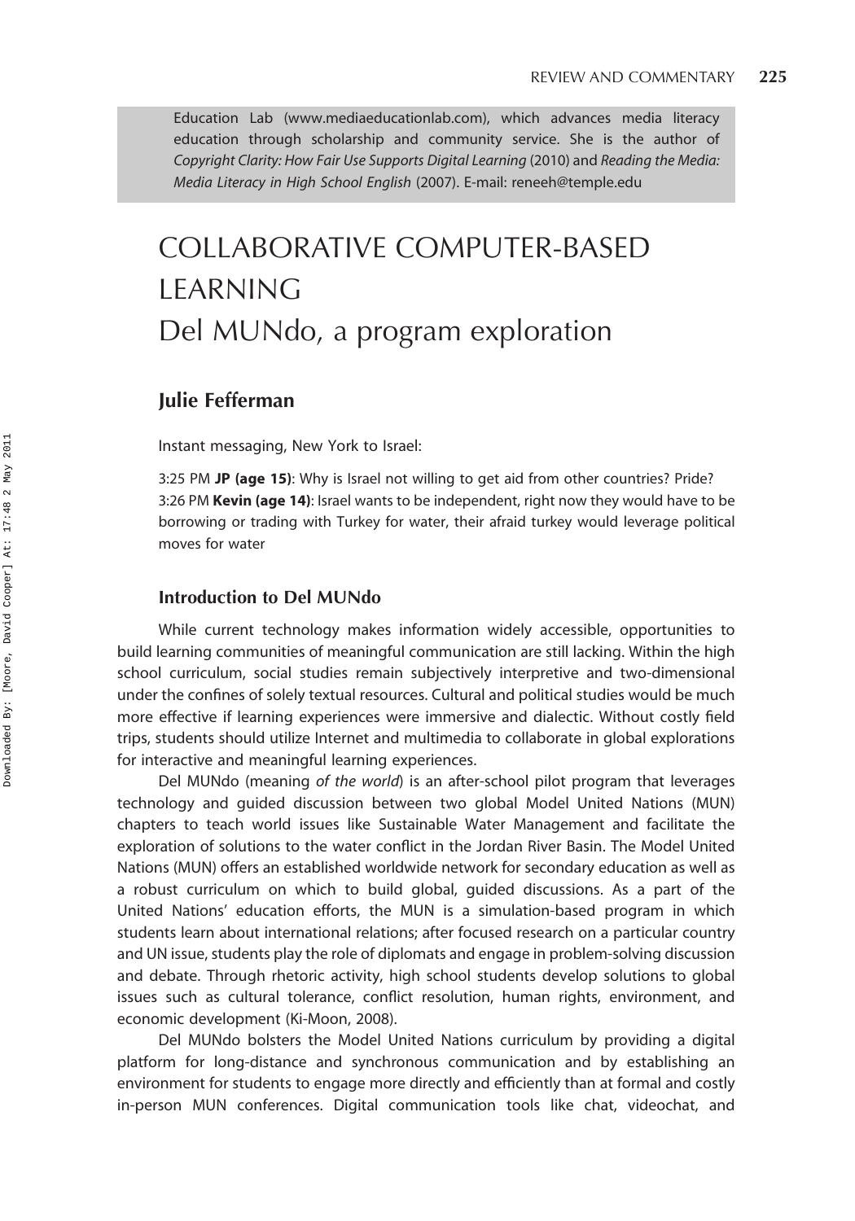Education Lab (www.mediaeducationlab.com), which advances media literacy education through scholarship and community service. She is the author of *Copyright Clarity: How Fair Use Supports Digital Learning* (2010) and *Reading the Media: Media Literacy in High School English* (2007). E-mail: reneeh@temple.edu

# COLLABORATIVE COMPUTER-BASED LEARNING
# Del MUNdo, a program exploration

## Julie Fefferman

Instant messaging, New York to Israel:

3:25 PM **JP (age 15)**: Why is Israel not willing to get aid from other countries? Pride?
3:26 PM **Kevin (age 14)**: Israel wants to be independent, right now they would have to be borrowing or trading with Turkey for water, their afraid turkey would leverage political moves for water

### Introduction to Del MUNdo

While current technology makes information widely accessible, opportunities to build learning communities of meaningful communication are still lacking. Within the high school curriculum, social studies remain subjectively interpretive and two-dimensional under the confines of solely textual resources. Cultural and political studies would be much more effective if learning experiences were immersive and dialectic. Without costly field trips, students should utilize Internet and multimedia to collaborate in global explorations for interactive and meaningful learning experiences.

Del MUNdo (meaning *of the world*) is an after-school pilot program that leverages technology and guided discussion between two global Model United Nations (MUN) chapters to teach world issues like Sustainable Water Management and facilitate the exploration of solutions to the water conflict in the Jordan River Basin. The Model United Nations (MUN) offers an established worldwide network for secondary education as well as a robust curriculum on which to build global, guided discussions. As a part of the United Nations' education efforts, the MUN is a simulation-based program in which students learn about international relations; after focused research on a particular country and UN issue, students play the role of diplomats and engage in problem-solving discussion and debate. Through rhetoric activity, high school students develop solutions to global issues such as cultural tolerance, conflict resolution, human rights, environment, and economic development (Ki-Moon, 2008).

Del MUNdo bolsters the Model United Nations curriculum by providing a digital platform for long-distance and synchronous communication and by establishing an environment for students to engage more directly and efficiently than at formal and costly in-person MUN conferences. Digital communication tools like chat, videochat, and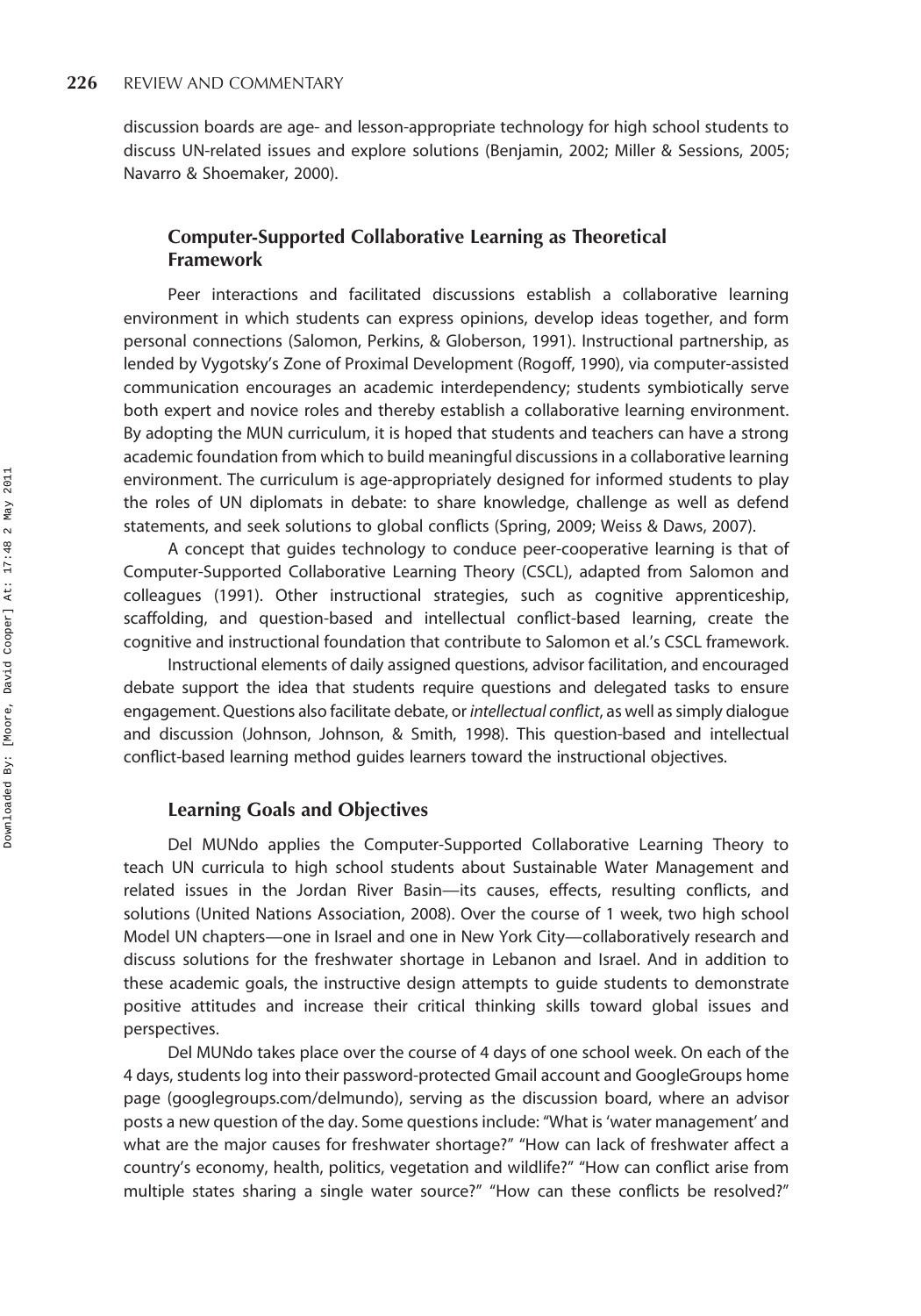discussion boards are age- and lesson-appropriate technology for high school students to discuss UN-related issues and explore solutions (Benjamin, 2002; Miller & Sessions, 2005; Navarro & Shoemaker, 2000).

## Computer-Supported Collaborative Learning as Theoretical Framework

Peer interactions and facilitated discussions establish a collaborative learning environment in which students can express opinions, develop ideas together, and form personal connections (Salomon, Perkins, & Globerson, 1991). Instructional partnership, as lended by Vygotsky's Zone of Proximal Development (Rogoff, 1990), via computer-assisted communication encourages an academic interdependency; students symbiotically serve both expert and novice roles and thereby establish a collaborative learning environment. By adopting the MUN curriculum, it is hoped that students and teachers can have a strong academic foundation from which to build meaningful discussions in a collaborative learning environment. The curriculum is age-appropriately designed for informed students to play the roles of UN diplomats in debate: to share knowledge, challenge as well as defend statements, and seek solutions to global conflicts (Spring, 2009; Weiss & Daws, 2007).

A concept that guides technology to conduce peer-cooperative learning is that of Computer-Supported Collaborative Learning Theory (CSCL), adapted from Salomon and colleagues (1991). Other instructional strategies, such as cognitive apprenticeship, scaffolding, and question-based and intellectual conflict-based learning, create the cognitive and instructional foundation that contribute to Salomon et al.'s CSCL framework.

Instructional elements of daily assigned questions, advisor facilitation, and encouraged debate support the idea that students require questions and delegated tasks to ensure engagement. Questions also facilitate debate, or *intellectual conflict*, as well as simply dialogue and discussion (Johnson, Johnson, & Smith, 1998). This question-based and intellectual conflict-based learning method guides learners toward the instructional objectives.

## Learning Goals and Objectives

Del MUNdo applies the Computer-Supported Collaborative Learning Theory to teach UN curricula to high school students about Sustainable Water Management and related issues in the Jordan River Basin—its causes, effects, resulting conflicts, and solutions (United Nations Association, 2008). Over the course of 1 week, two high school Model UN chapters—one in Israel and one in New York City—collaboratively research and discuss solutions for the freshwater shortage in Lebanon and Israel. And in addition to these academic goals, the instructive design attempts to guide students to demonstrate positive attitudes and increase their critical thinking skills toward global issues and perspectives.

Del MUNdo takes place over the course of 4 days of one school week. On each of the 4 days, students log into their password-protected Gmail account and GoogleGroups home page (googlegroups.com/delmundo), serving as the discussion board, where an advisor posts a new question of the day. Some questions include: "What is 'water management' and what are the major causes for freshwater shortage?" "How can lack of freshwater affect a country's economy, health, politics, vegetation and wildlife?" "How can conflict arise from multiple states sharing a single water source?" "How can these conflicts be resolved?"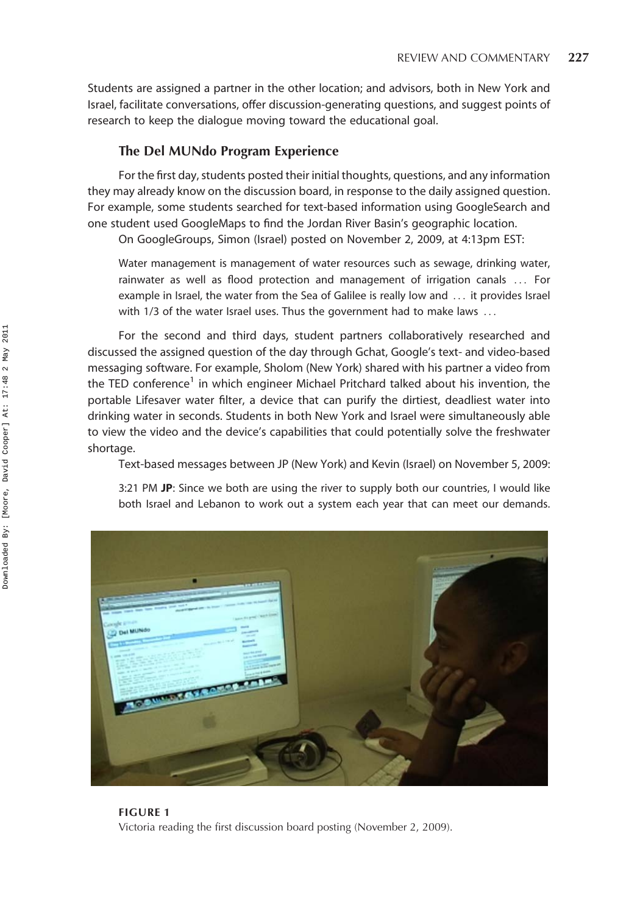Students are assigned a partner in the other location; and advisors, both in New York and Israel, facilitate conversations, offer discussion-generating questions, and suggest points of research to keep the dialogue moving toward the educational goal.

### The Del MUNdo Program Experience

For the first day, students posted their initial thoughts, questions, and any information they may already know on the discussion board, in response to the daily assigned question. For example, some students searched for text-based information using GoogleSearch and one student used GoogleMaps to find the Jordan River Basin's geographic location.

On GoogleGroups, Simon (Israel) posted on November 2, 2009, at 4:13pm EST:

> Water management is management of water resources such as sewage, drinking water, rainwater as well as flood protection and management of irrigation canals ... For example in Israel, the water from the Sea of Galilee is really low and ... it provides Israel with 1/3 of the water Israel uses. Thus the government had to make laws ...

For the second and third days, student partners collaboratively researched and discussed the assigned question of the day through Gchat, Google's text- and video-based messaging software. For example, Sholom (New York) shared with his partner a video from the TED conference[1] in which engineer Michael Pritchard talked about his invention, the portable Lifesaver water filter, a device that can purify the dirtiest, deadliest water into drinking water in seconds. Students in both New York and Israel were simultaneously able to view the video and the device's capabilities that could potentially solve the freshwater shortage.

Text-based messages between JP (New York) and Kevin (Israel) on November 5, 2009:

> 3:21 PM **JP**: Since we both are using the river to supply both our countries, I would like both Israel and Lebanon to work out a system each year that can meet our demands.

**FIGURE 1**
Victoria reading the first discussion board posting (November 2, 2009).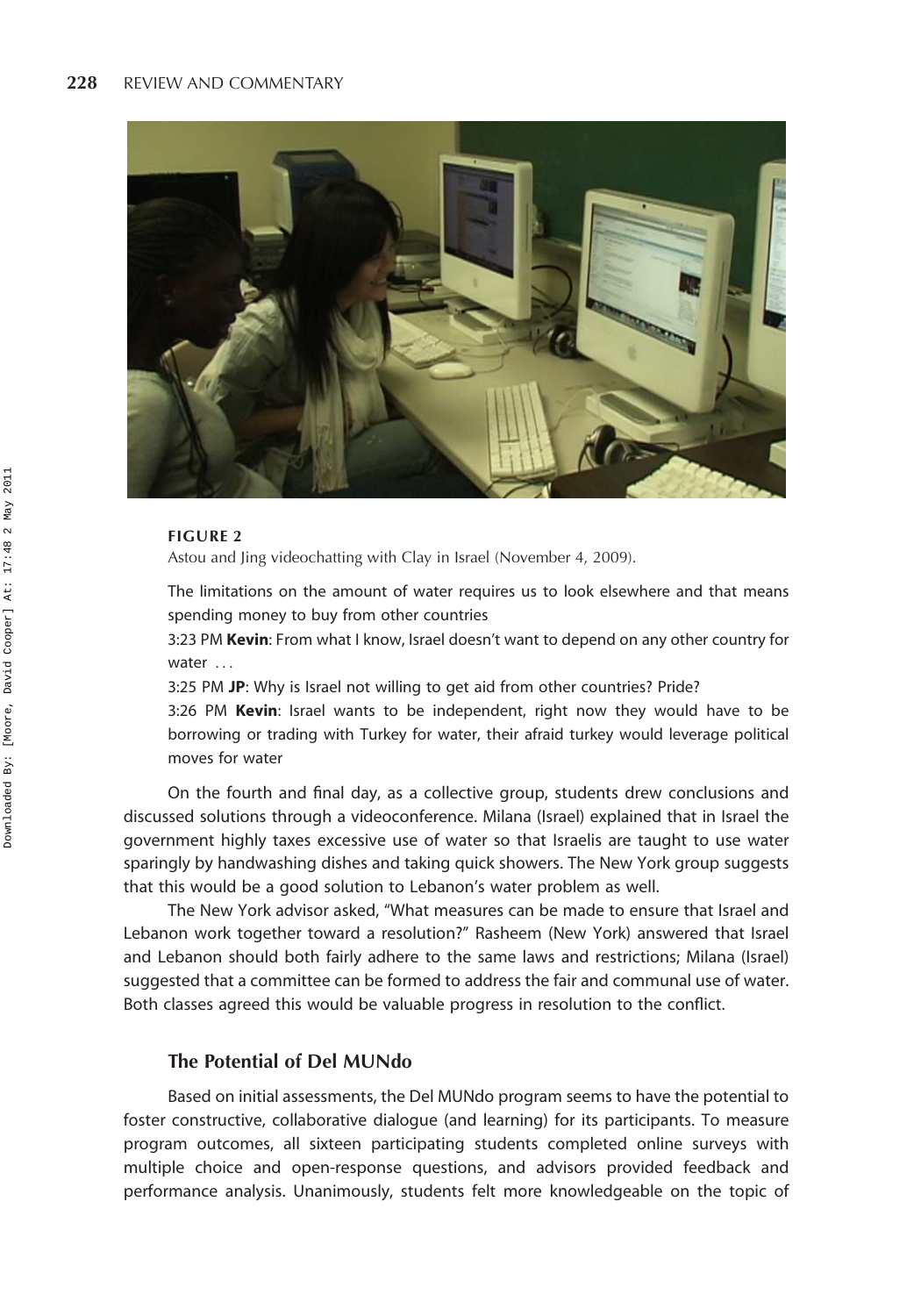**FIGURE 2**

Astou and Jing videochatting with Clay in Israel (November 4, 2009).

The limitations on the amount of water requires us to look elsewhere and that means spending money to buy from other countries

3:23 PM **Kevin**: From what I know, Israel doesn't want to depend on any other country for water ...

3:25 PM **JP**: Why is Israel not willing to get aid from other countries? Pride?

3:26 PM **Kevin**: Israel wants to be independent, right now they would have to be borrowing or trading with Turkey for water, their afraid turkey would leverage political moves for water

On the fourth and final day, as a collective group, students drew conclusions and discussed solutions through a videoconference. Milana (Israel) explained that in Israel the government highly taxes excessive use of water so that Israelis are taught to use water sparingly by handwashing dishes and taking quick showers. The New York group suggests that this would be a good solution to Lebanon's water problem as well.

The New York advisor asked, "What measures can be made to ensure that Israel and Lebanon work together toward a resolution?" Rasheem (New York) answered that Israel and Lebanon should both fairly adhere to the same laws and restrictions; Milana (Israel) suggested that a committee can be formed to address the fair and communal use of water. Both classes agreed this would be valuable progress in resolution to the conflict.

## The Potential of Del MUNdo

Based on initial assessments, the Del MUNdo program seems to have the potential to foster constructive, collaborative dialogue (and learning) for its participants. To measure program outcomes, all sixteen participating students completed online surveys with multiple choice and open-response questions, and advisors provided feedback and performance analysis. Unanimously, students felt more knowledgeable on the topic of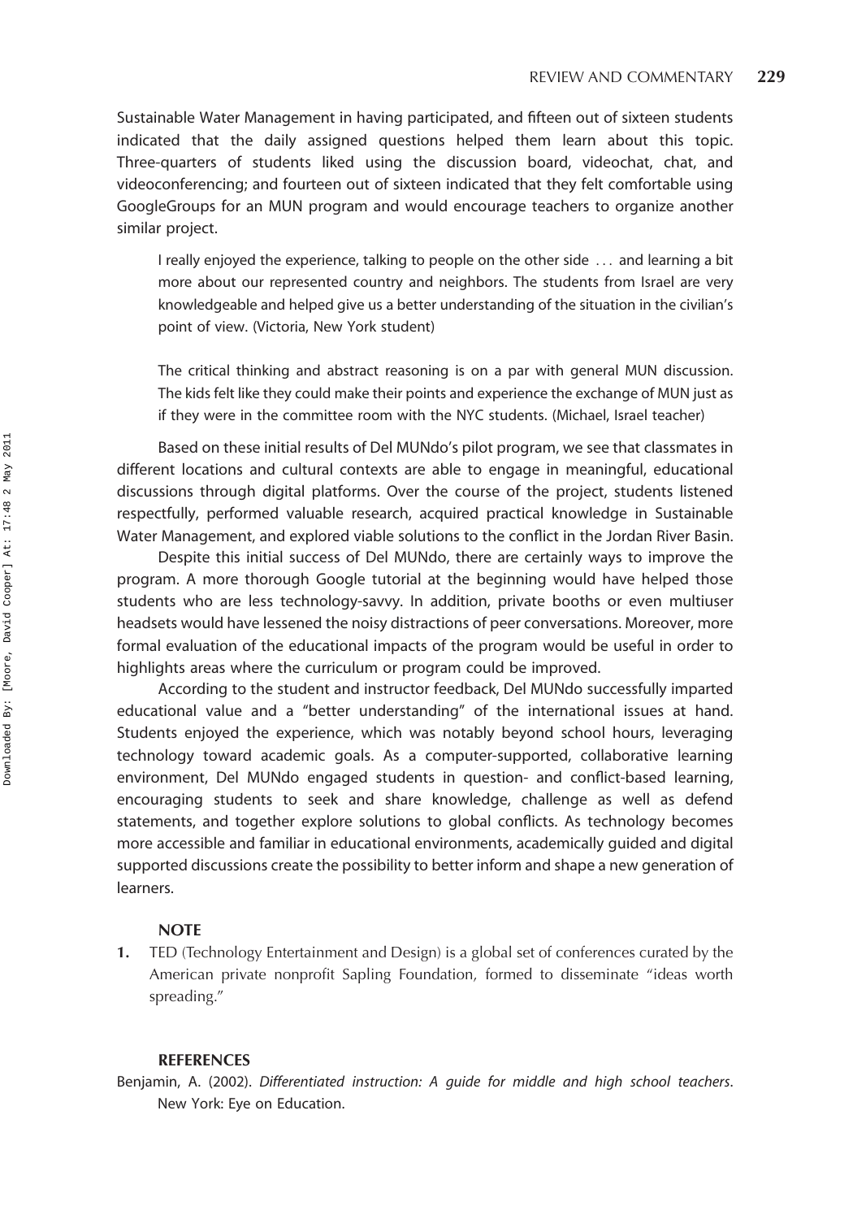Sustainable Water Management in having participated, and fifteen out of sixteen students indicated that the daily assigned questions helped them learn about this topic. Three-quarters of students liked using the discussion board, videochat, chat, and videoconferencing; and fourteen out of sixteen indicated that they felt comfortable using GoogleGroups for an MUN program and would encourage teachers to organize another similar project.

> I really enjoyed the experience, talking to people on the other side . . . and learning a bit more about our represented country and neighbors. The students from Israel are very knowledgeable and helped give us a better understanding of the situation in the civilian's point of view. (Victoria, New York student)

> The critical thinking and abstract reasoning is on a par with general MUN discussion. The kids felt like they could make their points and experience the exchange of MUN just as if they were in the committee room with the NYC students. (Michael, Israel teacher)

Based on these initial results of Del MUNdo's pilot program, we see that classmates in different locations and cultural contexts are able to engage in meaningful, educational discussions through digital platforms. Over the course of the project, students listened respectfully, performed valuable research, acquired practical knowledge in Sustainable Water Management, and explored viable solutions to the conflict in the Jordan River Basin.

Despite this initial success of Del MUNdo, there are certainly ways to improve the program. A more thorough Google tutorial at the beginning would have helped those students who are less technology-savvy. In addition, private booths or even multiuser headsets would have lessened the noisy distractions of peer conversations. Moreover, more formal evaluation of the educational impacts of the program would be useful in order to highlights areas where the curriculum or program could be improved.

According to the student and instructor feedback, Del MUNdo successfully imparted educational value and a "better understanding" of the international issues at hand. Students enjoyed the experience, which was notably beyond school hours, leveraging technology toward academic goals. As a computer-supported, collaborative learning environment, Del MUNdo engaged students in question- and conflict-based learning, encouraging students to seek and share knowledge, challenge as well as defend statements, and together explore solutions to global conflicts. As technology becomes more accessible and familiar in educational environments, academically guided and digital supported discussions create the possibility to better inform and shape a new generation of learners.

### NOTE

1. TED (Technology Entertainment and Design) is a global set of conferences curated by the American private nonprofit Sapling Foundation, formed to disseminate "ideas worth spreading."

### REFERENCES

Benjamin, A. (2002). *Differentiated instruction: A guide for middle and high school teachers*. New York: Eye on Education.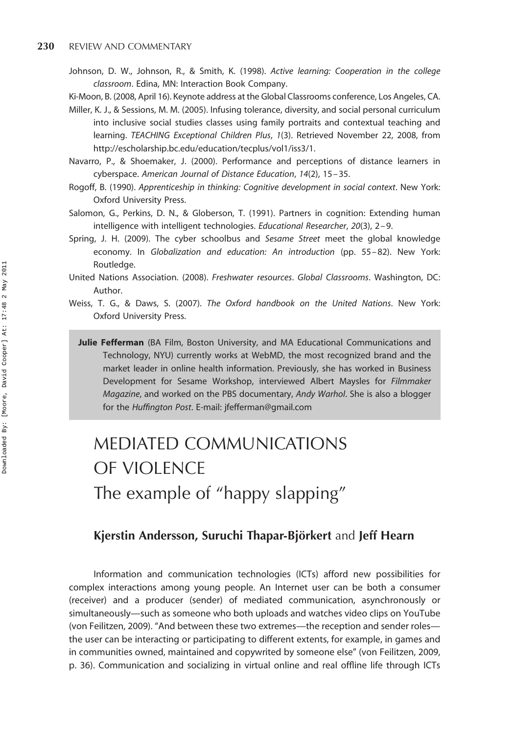Johnson, D. W., Johnson, R., & Smith, K. (1998). *Active learning: Cooperation in the college classroom*. Edina, MN: Interaction Book Company.

Ki-Moon, B. (2008, April 16). Keynote address at the Global Classrooms conference, Los Angeles, CA.

Miller, K. J., & Sessions, M. M. (2005). Infusing tolerance, diversity, and social personal curriculum into inclusive social studies classes using family portraits and contextual teaching and learning. *TEACHING Exceptional Children Plus*, *1*(3). Retrieved November 22, 2008, from http://escholarship.bc.edu/education/tecplus/vol1/iss3/1.

Navarro, P., & Shoemaker, J. (2000). Performance and perceptions of distance learners in cyberspace. *American Journal of Distance Education*, *14*(2), 15–35.

Rogoff, B. (1990). *Apprenticeship in thinking: Cognitive development in social context*. New York: Oxford University Press.

Salomon, G., Perkins, D. N., & Globerson, T. (1991). Partners in cognition: Extending human intelligence with intelligent technologies. *Educational Researcher*, *20*(3), 2–9.

Spring, J. H. (2009). The cyber schoolbus and *Sesame Street* meet the global knowledge economy. In *Globalization and education: An introduction* (pp. 55–82). New York: Routledge.

United Nations Association. (2008). *Freshwater resources*. *Global Classrooms*. Washington, DC: Author.

Weiss, T. G., & Daws, S. (2007). *The Oxford handbook on the United Nations*. New York: Oxford University Press.

**Julie Fefferman** (BA Film, Boston University, and MA Educational Communications and Technology, NYU) currently works at WebMD, the most recognized brand and the market leader in online health information. Previously, she has worked in Business Development for Sesame Workshop, interviewed Albert Maysles for *Filmmaker Magazine*, and worked on the PBS documentary, *Andy Warhol*. She is also a blogger for the *Huffington Post*. E-mail: jfefferman@gmail.com

# MEDIATED COMMUNICATIONS OF VIOLENCE

## The example of "happy slapping"

**Kjerstin Andersson, Suruchi Thapar-Björkert** and **Jeff Hearn**

Information and communication technologies (ICTs) afford new possibilities for complex interactions among young people. An Internet user can be both a consumer (receiver) and a producer (sender) of mediated communication, asynchronously or simultaneously—such as someone who both uploads and watches video clips on YouTube (von Feilitzen, 2009). "And between these two extremes—the reception and sender roles—the user can be interacting or participating to different extents, for example, in games and in communities owned, maintained and copywrited by someone else" (von Feilitzen, 2009, p. 36). Communication and socializing in virtual online and real offline life through ICTs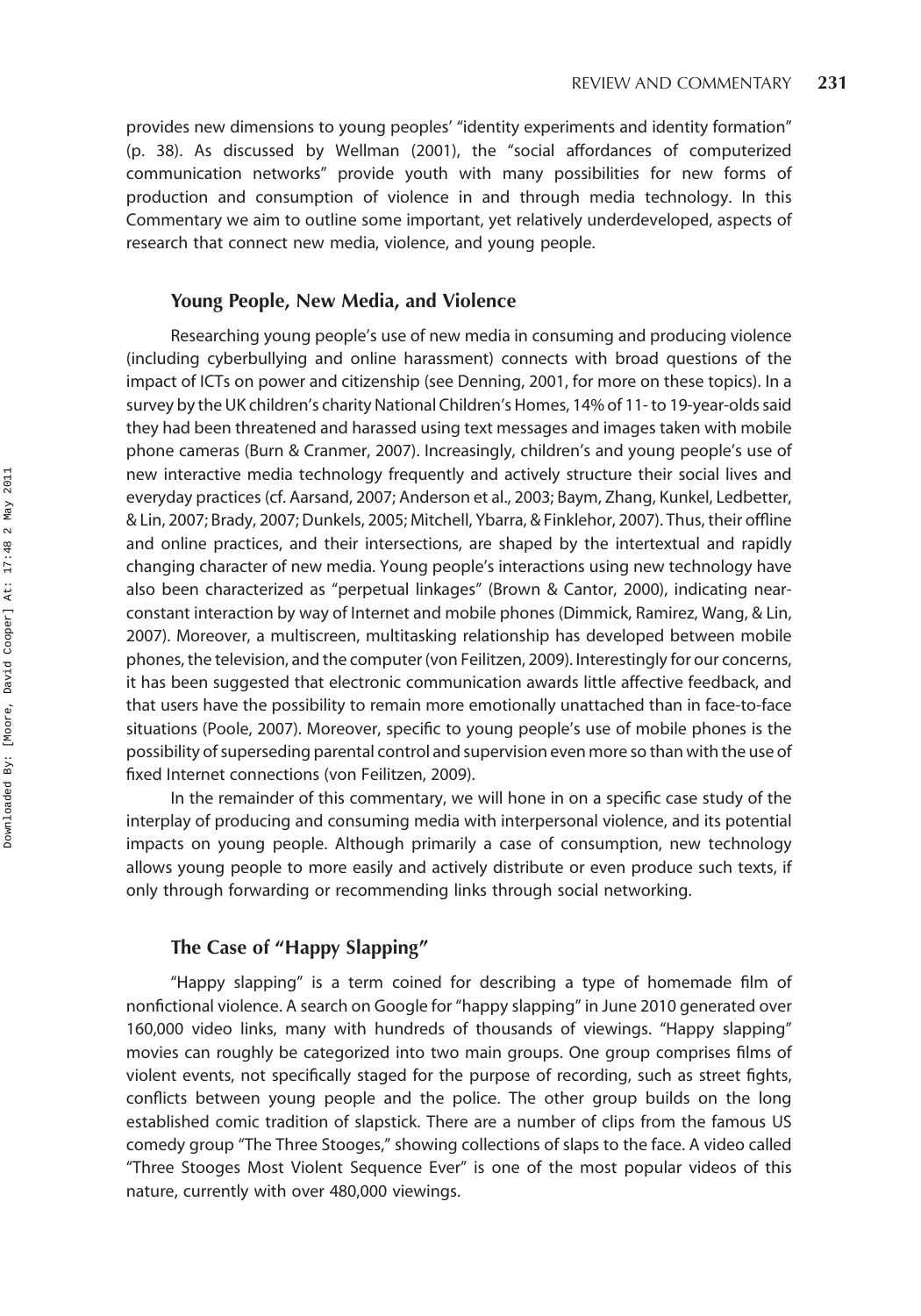provides new dimensions to young peoples' "identity experiments and identity formation" (p. 38). As discussed by Wellman (2001), the "social affordances of computerized communication networks" provide youth with many possibilities for new forms of production and consumption of violence in and through media technology. In this Commentary we aim to outline some important, yet relatively underdeveloped, aspects of research that connect new media, violence, and young people.

### Young People, New Media, and Violence

Researching young people's use of new media in consuming and producing violence (including cyberbullying and online harassment) connects with broad questions of the impact of ICTs on power and citizenship (see Denning, 2001, for more on these topics). In a survey by the UK children's charity National Children's Homes, 14% of 11- to 19-year-olds said they had been threatened and harassed using text messages and images taken with mobile phone cameras (Burn & Cranmer, 2007). Increasingly, children's and young people's use of new interactive media technology frequently and actively structure their social lives and everyday practices (cf. Aarsand, 2007; Anderson et al., 2003; Baym, Zhang, Kunkel, Ledbetter, & Lin, 2007; Brady, 2007; Dunkels, 2005; Mitchell, Ybarra, & Finklehor, 2007). Thus, their offline and online practices, and their intersections, are shaped by the intertextual and rapidly changing character of new media. Young people's interactions using new technology have also been characterized as "perpetual linkages" (Brown & Cantor, 2000), indicating near-constant interaction by way of Internet and mobile phones (Dimmick, Ramirez, Wang, & Lin, 2007). Moreover, a multiscreen, multitasking relationship has developed between mobile phones, the television, and the computer (von Feilitzen, 2009). Interestingly for our concerns, it has been suggested that electronic communication awards little affective feedback, and that users have the possibility to remain more emotionally unattached than in face-to-face situations (Poole, 2007). Moreover, specific to young people's use of mobile phones is the possibility of superseding parental control and supervision even more so than with the use of fixed Internet connections (von Feilitzen, 2009).

In the remainder of this commentary, we will hone in on a specific case study of the interplay of producing and consuming media with interpersonal violence, and its potential impacts on young people. Although primarily a case of consumption, new technology allows young people to more easily and actively distribute or even produce such texts, if only through forwarding or recommending links through social networking.

### The Case of "Happy Slapping"

"Happy slapping" is a term coined for describing a type of homemade film of nonfictional violence. A search on Google for "happy slapping" in June 2010 generated over 160,000 video links, many with hundreds of thousands of viewings. "Happy slapping" movies can roughly be categorized into two main groups. One group comprises films of violent events, not specifically staged for the purpose of recording, such as street fights, conflicts between young people and the police. The other group builds on the long established comic tradition of slapstick. There are a number of clips from the famous US comedy group "The Three Stooges," showing collections of slaps to the face. A video called "Three Stooges Most Violent Sequence Ever" is one of the most popular videos of this nature, currently with over 480,000 viewings.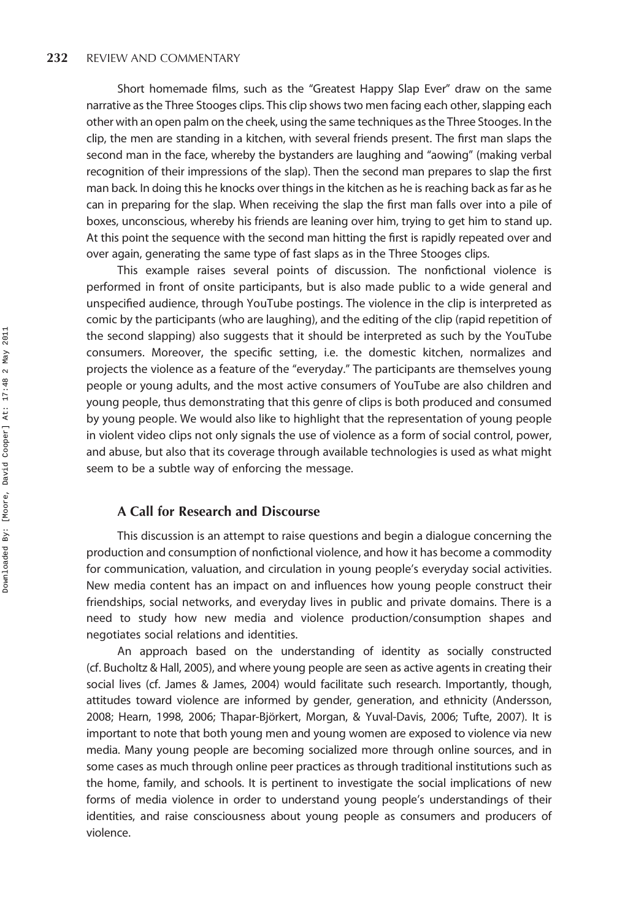Short homemade films, such as the "Greatest Happy Slap Ever" draw on the same narrative as the Three Stooges clips. This clip shows two men facing each other, slapping each other with an open palm on the cheek, using the same techniques as the Three Stooges. In the clip, the men are standing in a kitchen, with several friends present. The first man slaps the second man in the face, whereby the bystanders are laughing and "aowing" (making verbal recognition of their impressions of the slap). Then the second man prepares to slap the first man back. In doing this he knocks over things in the kitchen as he is reaching back as far as he can in preparing for the slap. When receiving the slap the first man falls over into a pile of boxes, unconscious, whereby his friends are leaning over him, trying to get him to stand up. At this point the sequence with the second man hitting the first is rapidly repeated over and over again, generating the same type of fast slaps as in the Three Stooges clips.

This example raises several points of discussion. The nonfictional violence is performed in front of onsite participants, but is also made public to a wide general and unspecified audience, through YouTube postings. The violence in the clip is interpreted as comic by the participants (who are laughing), and the editing of the clip (rapid repetition of the second slapping) also suggests that it should be interpreted as such by the YouTube consumers. Moreover, the specific setting, i.e. the domestic kitchen, normalizes and projects the violence as a feature of the "everyday." The participants are themselves young people or young adults, and the most active consumers of YouTube are also children and young people, thus demonstrating that this genre of clips is both produced and consumed by young people. We would also like to highlight that the representation of young people in violent video clips not only signals the use of violence as a form of social control, power, and abuse, but also that its coverage through available technologies is used as what might seem to be a subtle way of enforcing the message.

## A Call for Research and Discourse

This discussion is an attempt to raise questions and begin a dialogue concerning the production and consumption of nonfictional violence, and how it has become a commodity for communication, valuation, and circulation in young people's everyday social activities. New media content has an impact on and influences how young people construct their friendships, social networks, and everyday lives in public and private domains. There is a need to study how new media and violence production/consumption shapes and negotiates social relations and identities.

An approach based on the understanding of identity as socially constructed (cf. Bucholtz & Hall, 2005), and where young people are seen as active agents in creating their social lives (cf. James & James, 2004) would facilitate such research. Importantly, though, attitudes toward violence are informed by gender, generation, and ethnicity (Andersson, 2008; Hearn, 1998, 2006; Thapar-Björkert, Morgan, & Yuval-Davis, 2006; Tufte, 2007). It is important to note that both young men and young women are exposed to violence via new media. Many young people are becoming socialized more through online sources, and in some cases as much through online peer practices as through traditional institutions such as the home, family, and schools. It is pertinent to investigate the social implications of new forms of media violence in order to understand young people's understandings of their identities, and raise consciousness about young people as consumers and producers of violence.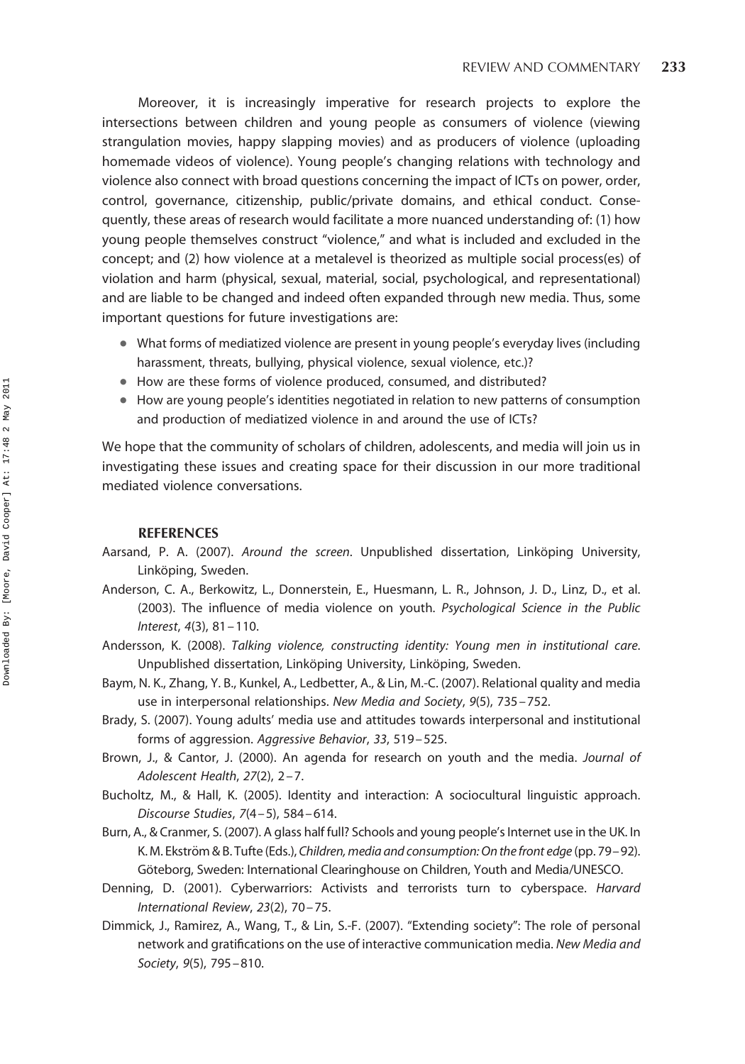Moreover, it is increasingly imperative for research projects to explore the intersections between children and young people as consumers of violence (viewing strangulation movies, happy slapping movies) and as producers of violence (uploading homemade videos of violence). Young people's changing relations with technology and violence also connect with broad questions concerning the impact of ICTs on power, order, control, governance, citizenship, public/private domains, and ethical conduct. Consequently, these areas of research would facilitate a more nuanced understanding of: (1) how young people themselves construct "violence," and what is included and excluded in the concept; and (2) how violence at a metalevel is theorized as multiple social process(es) of violation and harm (physical, sexual, material, social, psychological, and representational) and are liable to be changed and indeed often expanded through new media. Thus, some important questions for future investigations are:

- What forms of mediatized violence are present in young people's everyday lives (including harassment, threats, bullying, physical violence, sexual violence, etc.)?
- How are these forms of violence produced, consumed, and distributed?
- How are young people's identities negotiated in relation to new patterns of consumption and production of mediatized violence in and around the use of ICTs?

We hope that the community of scholars of children, adolescents, and media will join us in investigating these issues and creating space for their discussion in our more traditional mediated violence conversations.

## REFERENCES

Aarsand, P. A. (2007). *Around the screen*. Unpublished dissertation, Linköping University, Linköping, Sweden.

Anderson, C. A., Berkowitz, L., Donnerstein, E., Huesmann, L. R., Johnson, J. D., Linz, D., et al. (2003). The influence of media violence on youth. *Psychological Science in the Public Interest*, *4*(3), 81–110.

Andersson, K. (2008). *Talking violence, constructing identity: Young men in institutional care*. Unpublished dissertation, Linköping University, Linköping, Sweden.

Baym, N. K., Zhang, Y. B., Kunkel, A., Ledbetter, A., & Lin, M.-C. (2007). Relational quality and media use in interpersonal relationships. *New Media and Society*, *9*(5), 735–752.

Brady, S. (2007). Young adults' media use and attitudes towards interpersonal and institutional forms of aggression. *Aggressive Behavior*, *33*, 519–525.

Brown, J., & Cantor, J. (2000). An agenda for research on youth and the media. *Journal of Adolescent Health*, *27*(2), 2–7.

Bucholtz, M., & Hall, K. (2005). Identity and interaction: A sociocultural linguistic approach. *Discourse Studies*, *7*(4–5), 584–614.

Burn, A., & Cranmer, S. (2007). A glass half full? Schools and young people's Internet use in the UK. In K. M. Ekström & B. Tufte (Eds.), *Children, media and consumption: On the front edge* (pp. 79–92). Göteborg, Sweden: International Clearinghouse on Children, Youth and Media/UNESCO.

Denning, D. (2001). Cyberwarriors: Activists and terrorists turn to cyberspace. *Harvard International Review*, *23*(2), 70–75.

Dimmick, J., Ramirez, A., Wang, T., & Lin, S.-F. (2007). "Extending society": The role of personal network and gratifications on the use of interactive communication media. *New Media and Society*, *9*(5), 795–810.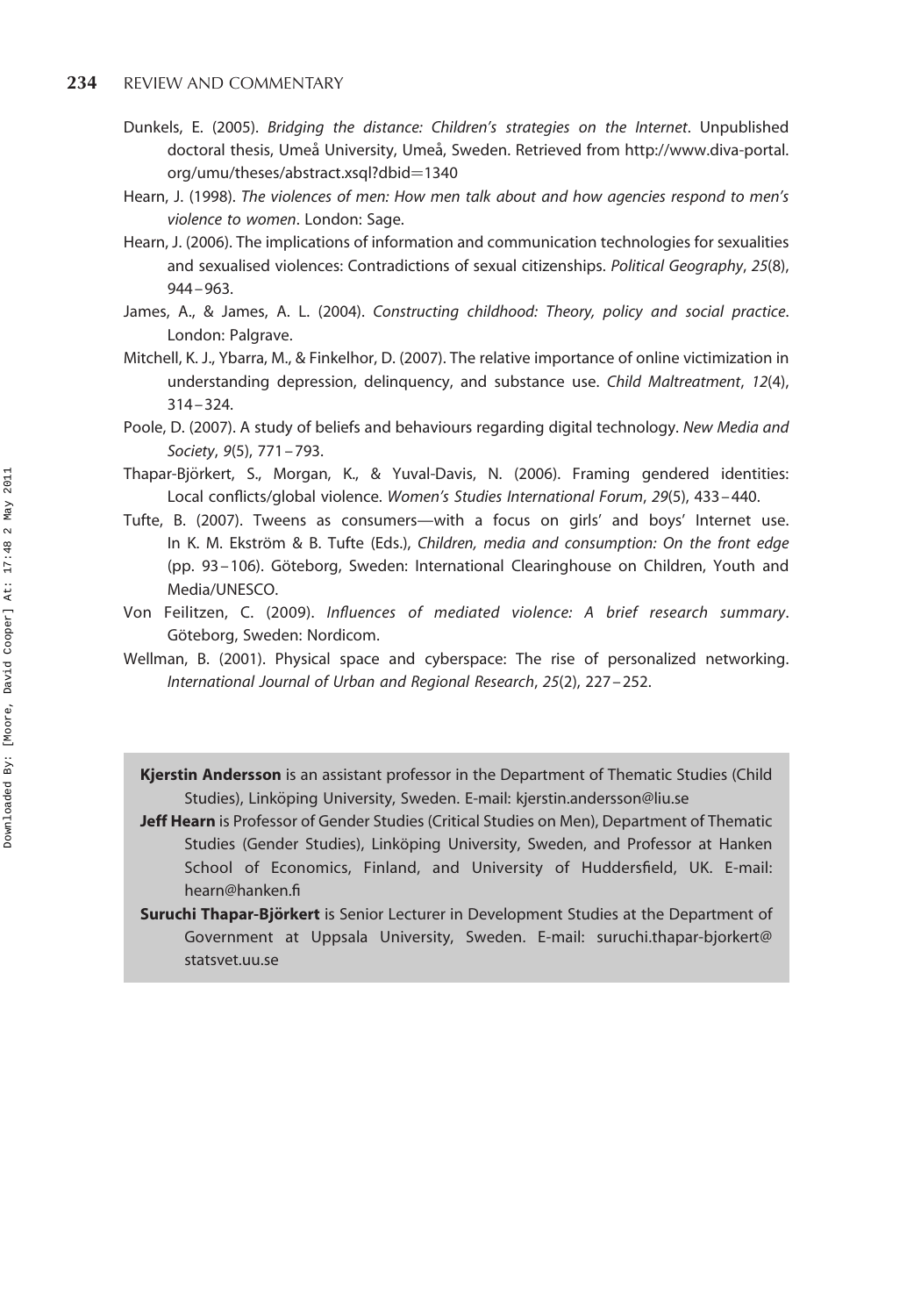Dunkels, E. (2005). *Bridging the distance: Children's strategies on the Internet*. Unpublished doctoral thesis, Umeå University, Umeå, Sweden. Retrieved from http://www.diva-portal.org/umu/theses/abstract.xsql?dbid=1340

Hearn, J. (1998). *The violences of men: How men talk about and how agencies respond to men's violence to women*. London: Sage.

Hearn, J. (2006). The implications of information and communication technologies for sexualities and sexualised violences: Contradictions of sexual citizenships. *Political Geography*, *25*(8), 944–963.

James, A., & James, A. L. (2004). *Constructing childhood: Theory, policy and social practice*. London: Palgrave.

Mitchell, K. J., Ybarra, M., & Finkelhor, D. (2007). The relative importance of online victimization in understanding depression, delinquency, and substance use. *Child Maltreatment*, *12*(4), 314–324.

Poole, D. (2007). A study of beliefs and behaviours regarding digital technology. *New Media and Society*, *9*(5), 771–793.

Thapar-Björkert, S., Morgan, K., & Yuval-Davis, N. (2006). Framing gendered identities: Local conflicts/global violence. *Women's Studies International Forum*, *29*(5), 433–440.

Tufte, B. (2007). Tweens as consumers—with a focus on girls' and boys' Internet use. In K. M. Ekström & B. Tufte (Eds.), *Children, media and consumption: On the front edge* (pp. 93–106). Göteborg, Sweden: International Clearinghouse on Children, Youth and Media/UNESCO.

Von Feilitzen, C. (2009). *Influences of mediated violence: A brief research summary*. Göteborg, Sweden: Nordicom.

Wellman, B. (2001). Physical space and cyberspace: The rise of personalized networking. *International Journal of Urban and Regional Research*, *25*(2), 227–252.

**Kjerstin Andersson** is an assistant professor in the Department of Thematic Studies (Child Studies), Linköping University, Sweden. E-mail: kjerstin.andersson@liu.se

**Jeff Hearn** is Professor of Gender Studies (Critical Studies on Men), Department of Thematic Studies (Gender Studies), Linköping University, Sweden, and Professor at Hanken School of Economics, Finland, and University of Huddersfield, UK. E-mail: hearn@hanken.fi

**Suruchi Thapar-Björkert** is Senior Lecturer in Development Studies at the Department of Government at Uppsala University, Sweden. E-mail: suruchi.thapar-bjorkert@statsvet.uu.se